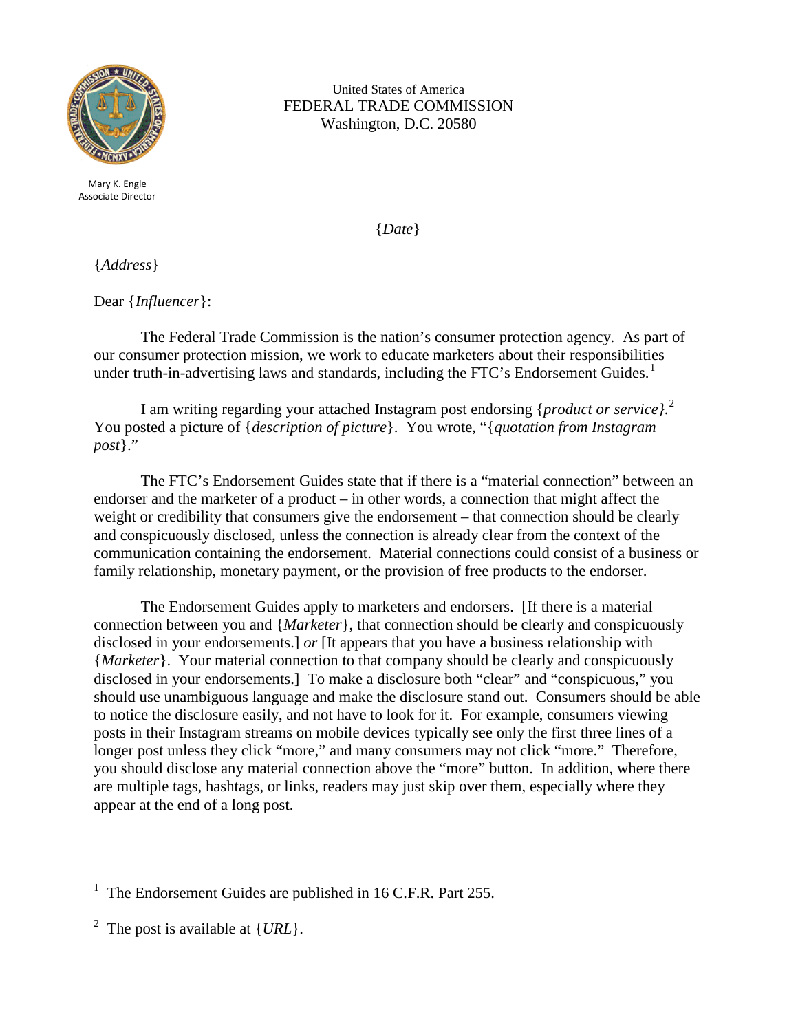United States of America
FEDERAL TRADE COMMISSION
Washington, D.C. 20580

Mary K. Engle
Associate Director

{*Date*}

{*Address*}

Dear {*Influencer*}:

The Federal Trade Commission is the nation's consumer protection agency. As part of our consumer protection mission, we work to educate marketers about their responsibilities under truth-in-advertising laws and standards, including the FTC's Endorsement Guides.[1]

I am writing regarding your attached Instagram post endorsing {*product or service}.*[2] You posted a picture of {*description of picture*}. You wrote, "{*quotation from Instagram post*}."

The FTC's Endorsement Guides state that if there is a "material connection" between an endorser and the marketer of a product – in other words, a connection that might affect the weight or credibility that consumers give the endorsement – that connection should be clearly and conspicuously disclosed, unless the connection is already clear from the context of the communication containing the endorsement. Material connections could consist of a business or family relationship, monetary payment, or the provision of free products to the endorser.

The Endorsement Guides apply to marketers and endorsers. [If there is a material connection between you and {*Marketer*}, that connection should be clearly and conspicuously disclosed in your endorsements.] *or* [It appears that you have a business relationship with {*Marketer*}. Your material connection to that company should be clearly and conspicuously disclosed in your endorsements.] To make a disclosure both "clear" and "conspicuous," you should use unambiguous language and make the disclosure stand out. Consumers should be able to notice the disclosure easily, and not have to look for it. For example, consumers viewing posts in their Instagram streams on mobile devices typically see only the first three lines of a longer post unless they click "more," and many consumers may not click "more." Therefore, you should disclose any material connection above the "more" button. In addition, where there are multiple tags, hashtags, or links, readers may just skip over them, especially where they appear at the end of a long post.

---

[1] The Endorsement Guides are published in 16 C.F.R. Part 255.

[2] The post is available at {*URL*}.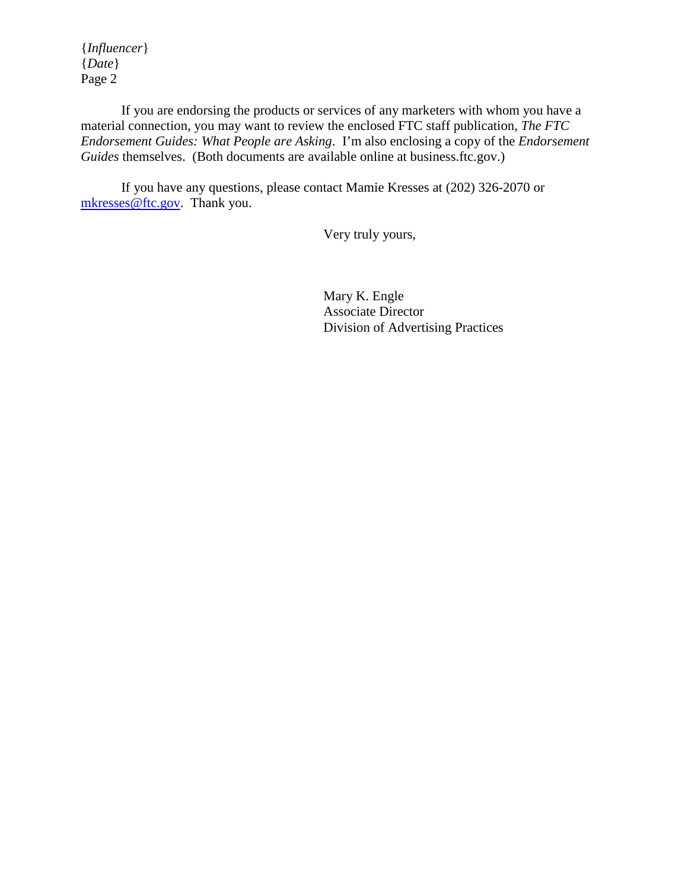If you are endorsing the products or services of any marketers with whom you have a material connection, you may want to review the enclosed FTC staff publication, *The FTC Endorsement Guides: What People are Asking*. I'm also enclosing a copy of the *Endorsement Guides* themselves. (Both documents are available online at business.ftc.gov.)

If you have any questions, please contact Mamie Kresses at (202) 326-2070 or mkresses@ftc.gov. Thank you.

Very truly yours,

Mary K. Engle
Associate Director
Division of Advertising Practices